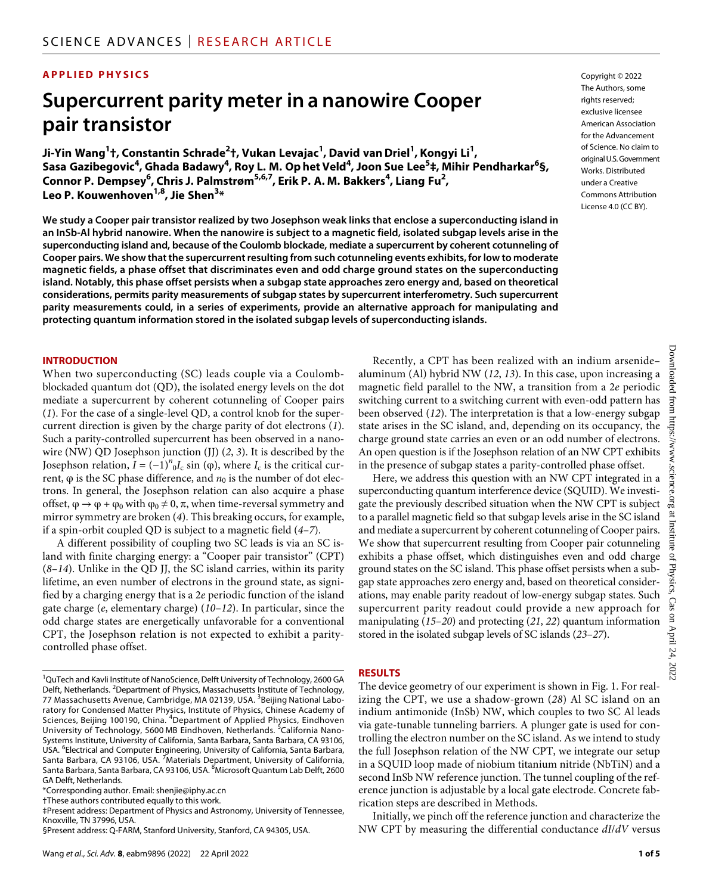APPLIED PHYSICS

# Supercurrent parity meter in a nanowire Cooper pair transistor

**Ji-Yin Wang[1]†, Constantin Schrade[2]†, Vukan Levajac[1], David van Driel[1], Kongyi Li[1], Sasa Gazibegovic[4], Ghada Badawy[4], Roy L. M. Op het Veld[4], Joon Sue Lee[5]‡, Mihir Pendharkar[6]§, Connor P. Dempsey[6], Chris J. Palmstrøm[5,6,7], Erik P. A. M. Bakkers[4], Liang Fu[2], Leo P. Kouwenhoven[1,8], Jie Shen[3]***

Copyright © 2022 The Authors, some rights reserved; exclusive licensee American Association for the Advancement of Science. No claim to original U.S. Government Works. Distributed under a Creative Commons Attribution License 4.0 (CC BY).

**We study a Cooper pair transistor realized by two Josephson weak links that enclose a superconducting island in an InSb-Al hybrid nanowire. When the nanowire is subject to a magnetic field, isolated subgap levels arise in the superconducting island and, because of the Coulomb blockade, mediate a supercurrent by coherent cotunneling of Cooper pairs. We show that the supercurrent resulting from such cotunneling events exhibits, for low to moderate magnetic fields, a phase offset that discriminates even and odd charge ground states on the superconducting island. Notably, this phase offset persists when a subgap state approaches zero energy and, based on theoretical considerations, permits parity measurements of subgap states by supercurrent interferometry. Such supercurrent parity measurements could, in a series of experiments, provide an alternative approach for manipulating and protecting quantum information stored in the isolated subgap levels of superconducting islands.**

## INTRODUCTION

When two superconducting (SC) leads couple via a Coulomb-blockaded quantum dot (QD), the isolated energy levels on the dot mediate a supercurrent by coherent cotunneling of Cooper pairs (*1*). For the case of a single-level QD, a control knob for the supercurrent direction is given by the charge parity of dot electrons (*1*). Such a parity-controlled supercurrent has been observed in a nanowire (NW) QD Josephson junction (JJ) (*2*, *3*). It is described by the Josephson relation, $I = (-1)^{n_0} I_c \sin(\varphi)$, where $I_c$ is the critical current, $\varphi$ is the SC phase difference, and $n_0$ is the number of dot electrons. In general, the Josephson relation can also acquire a phase offset, $\varphi \rightarrow \varphi + \varphi_0$ with $\varphi_0 \neq 0, \pi$, when time-reversal symmetry and mirror symmetry are broken (*4*). This breaking occurs, for example, if a spin-orbit coupled QD is subject to a magnetic field (*4*–*7*).

A different possibility of coupling two SC leads is via an SC island with finite charging energy: a "Cooper pair transistor" (CPT) (*8*–*14*). Unlike in the QD JJ, the SC island carries, within its parity lifetime, an even number of electrons in the ground state, as signified by a charging energy that is a 2*e* periodic function of the island gate charge (*e*, elementary charge) (*10*–*12*). In particular, since the odd charge states are energetically unfavorable for a conventional CPT, the Josephson relation is not expected to exhibit a parity-controlled phase offset.

Recently, a CPT has been realized with an indium arsenide–aluminum (Al) hybrid NW (*12*, *13*). In this case, upon increasing a magnetic field parallel to the NW, a transition from a 2*e* periodic switching current to a switching current with even-odd pattern has been observed (*12*). The interpretation is that a low-energy subgap state arises in the SC island, and, depending on its occupancy, the charge ground state carries an even or an odd number of electrons. An open question is if the Josephson relation of an NW CPT exhibits in the presence of subgap states a parity-controlled phase offset.

Here, we address this question with an NW CPT integrated in a superconducting quantum interference device (SQUID). We investigate the previously described situation when the NW CPT is subject to a parallel magnetic field so that subgap levels arise in the SC island and mediate a supercurrent by coherent cotunneling of Cooper pairs. We show that supercurrent resulting from Cooper pair cotunneling exhibits a phase offset, which distinguishes even and odd charge ground states on the SC island. This phase offset persists when a subgap state approaches zero energy and, based on theoretical considerations, may enable parity readout of low-energy subgap states. Such supercurrent parity readout could provide a new approach for manipulating (*15*–*20*) and protecting (*21*, *22*) quantum information stored in the isolated subgap levels of SC islands (*23*–*27*).

## RESULTS

The device geometry of our experiment is shown in Fig. 1. For realizing the CPT, we use a shadow-grown (*28*) Al SC island on an indium antimonide (InSb) NW, which couples to two SC Al leads via gate-tunable tunneling barriers. A plunger gate is used for controlling the electron number on the SC island. As we intend to study the full Josephson relation of the NW CPT, we integrate our setup in a SQUID loop made of niobium titanium nitride (NbTiN) and a second InSb NW reference junction. The tunnel coupling of the reference junction is adjustable by a local gate electrode. Concrete fabrication steps are described in Methods.

Initially, we pinch off the reference junction and characterize the NW CPT by measuring the differential conductance $dI/dV$ versus

[1]QuTech and Kavli Institute of NanoScience, Delft University of Technology, 2600 GA Delft, Netherlands. [2]Department of Physics, Massachusetts Institute of Technology, 77 Massachusetts Avenue, Cambridge, MA 02139, USA. [3]Beijing National Laboratory for Condensed Matter Physics, Institute of Physics, Chinese Academy of Sciences, Beijing 100190, China. [4]Department of Applied Physics, Eindhoven University of Technology, 5600 MB Eindhoven, Netherlands. [5]California NanoSystems Institute, University of California, Santa Barbara, Santa Barbara, CA 93106, USA. [6]Electrical and Computer Engineering, University of California, Santa Barbara, Santa Barbara, CA 93106, USA. [7]Materials Department, University of California, Santa Barbara, Santa Barbara, CA 93106, USA. [8]Microsoft Quantum Lab Delft, 2600 GA Delft, Netherlands.

*Corresponding author. Email: shenjie@iphy.ac.cn

†These authors contributed equally to this work.

‡Present address: Department of Physics and Astronomy, University of Tennessee, Knoxville, TN 37996, USA.

§Present address: Q-FARM, Stanford University, Stanford, CA 94305, USA.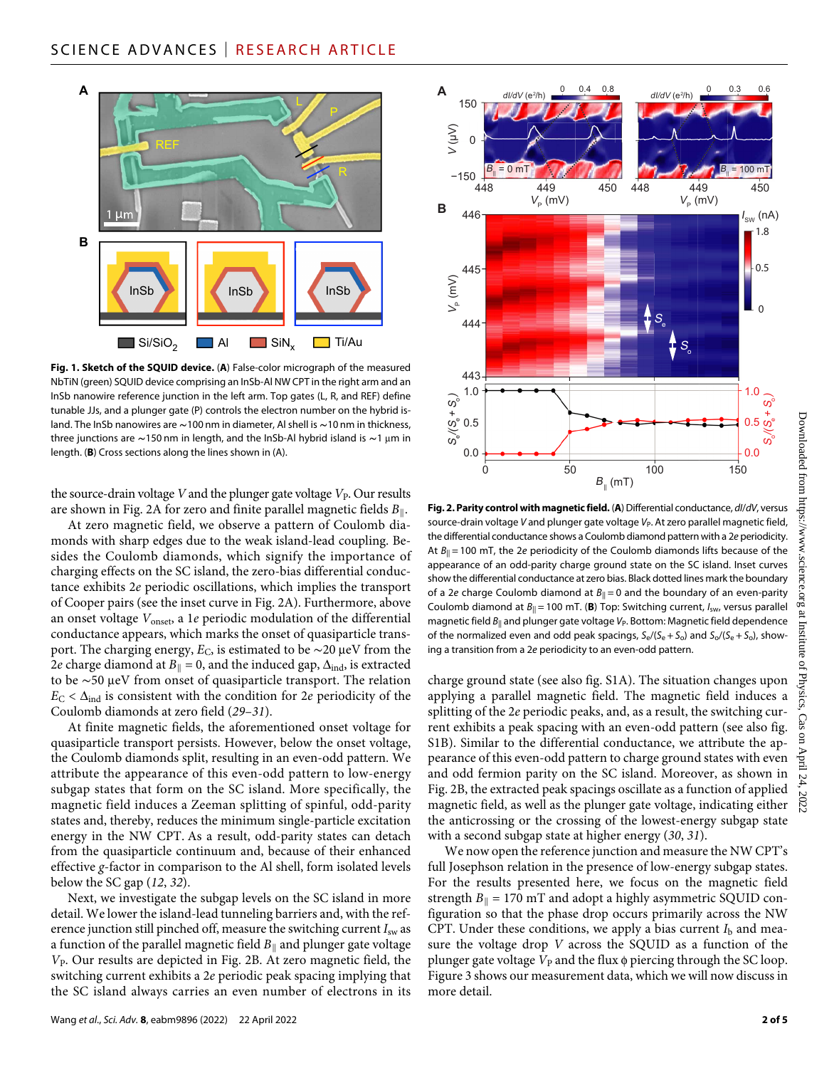**Fig. 1. Sketch of the SQUID device.** (**A**) False-color micrograph of the measured NbTiN (green) SQUID device comprising an InSb-Al NW CPT in the right arm and an InSb nanowire reference junction in the left arm. Top gates (L, R, and REF) define tunable JJs, and a plunger gate (P) controls the electron number on the hybrid island. The InSb nanowires are ∼100 nm in diameter, Al shell is ∼10 nm in thickness, three junctions are ∼150 nm in length, and the InSb-Al hybrid island is ∼1 μm in length. (**B**) Cross sections along the lines shown in (A).

the source-drain voltage $V$ and the plunger gate voltage $V_P$. Our results are shown in Fig. 2A for zero and finite parallel magnetic fields $B_\parallel$.

At zero magnetic field, we observe a pattern of Coulomb diamonds with sharp edges due to the weak island-lead coupling. Besides the Coulomb diamonds, which signify the importance of charging effects on the SC island, the zero-bias differential conductance exhibits 2*e* periodic oscillations, which implies the transport of Cooper pairs (see the inset curve in Fig. 2A). Furthermore, above an onset voltage $V_{onset}$, a 1*e* periodic modulation of the differential conductance appears, which marks the onset of quasiparticle transport. The charging energy, $E_C$, is estimated to be ∼20 μeV from the 2*e* charge diamond at $B_\parallel = 0$, and the induced gap, $\Delta_{ind}$, is extracted to be ∼50 μeV from onset of quasiparticle transport. The relation $E_C < \Delta_{ind}$ is consistent with the condition for 2*e* periodicity of the Coulomb diamonds at zero field (*29*–*31*).

At finite magnetic fields, the aforementioned onset voltage for quasiparticle transport persists. However, below the onset voltage, the Coulomb diamonds split, resulting in an even-odd pattern. We attribute the appearance of this even-odd pattern to low-energy subgap states that form on the SC island. More specifically, the magnetic field induces a Zeeman splitting of spinful, odd-parity states and, thereby, reduces the minimum single-particle excitation energy in the NW CPT. As a result, odd-parity states can detach from the quasiparticle continuum and, because of their enhanced effective *g*-factor in comparison to the Al shell, form isolated levels below the SC gap (*12*, *32*).

Next, we investigate the subgap levels on the SC island in more detail. We lower the island-lead tunneling barriers and, with the reference junction still pinched off, measure the switching current $I_{sw}$ as a function of the parallel magnetic field $B_\parallel$ and plunger gate voltage $V_P$. Our results are depicted in Fig. 2B. At zero magnetic field, the switching current exhibits a 2*e* periodic peak spacing implying that the SC island always carries an even number of electrons in its charge ground state (see also fig. S1A). The situation changes upon applying a parallel magnetic field. The magnetic field induces a splitting of the 2*e* periodic peaks, and, as a result, the switching current exhibits a peak spacing with an even-odd pattern (see also fig. S1B). Similar to the differential conductance, we attribute the appearance of this even-odd pattern to charge ground states with even and odd fermion parity on the SC island. Moreover, as shown in Fig. 2B, the extracted peak spacings oscillate as a function of applied magnetic field, as well as the plunger gate voltage, indicating either the anticrossing or the crossing of the lowest-energy subgap state with a second subgap state at higher energy (*30*, *31*).

**Fig. 2. Parity control with magnetic field.** (**A**) Differential conductance, *dI*/*dV*, versus source-drain voltage $V$ and plunger gate voltage $V_P$. At zero parallel magnetic field, the differential conductance shows a Coulomb diamond pattern with a 2*e* periodicity. At $B_\parallel = 100$ mT, the 2*e* periodicity of the Coulomb diamonds lifts because of the appearance of an odd-parity charge ground state on the SC island. Inset curves show the differential conductance at zero bias. Black dotted lines mark the boundary of a 2*e* charge Coulomb diamond at $B_\parallel = 0$ and the boundary of an even-parity Coulomb diamond at $B_\parallel = 100$ mT. (**B**) Top: Switching current, $I_{sw}$, versus parallel magnetic field $B_\parallel$ and plunger gate voltage $V_P$. Bottom: Magnetic field dependence of the normalized even and odd peak spacings, $S_e/(S_e + S_o)$ and $S_o/(S_e + S_o)$, showing a transition from a 2*e* periodicity to an even-odd pattern.

We now open the reference junction and measure the NW CPT's full Josephson relation in the presence of low-energy subgap states. For the results presented here, we focus on the magnetic field strength $B_\parallel = 170$ mT and adopt a highly asymmetric SQUID configuration so that the phase drop occurs primarily across the NW CPT. Under these conditions, we apply a bias current $I_b$ and measure the voltage drop $V$ across the SQUID as a function of the plunger gate voltage $V_P$ and the flux $\phi$ piercing through the SC loop. Figure 3 shows our measurement data, which we will now discuss in more detail.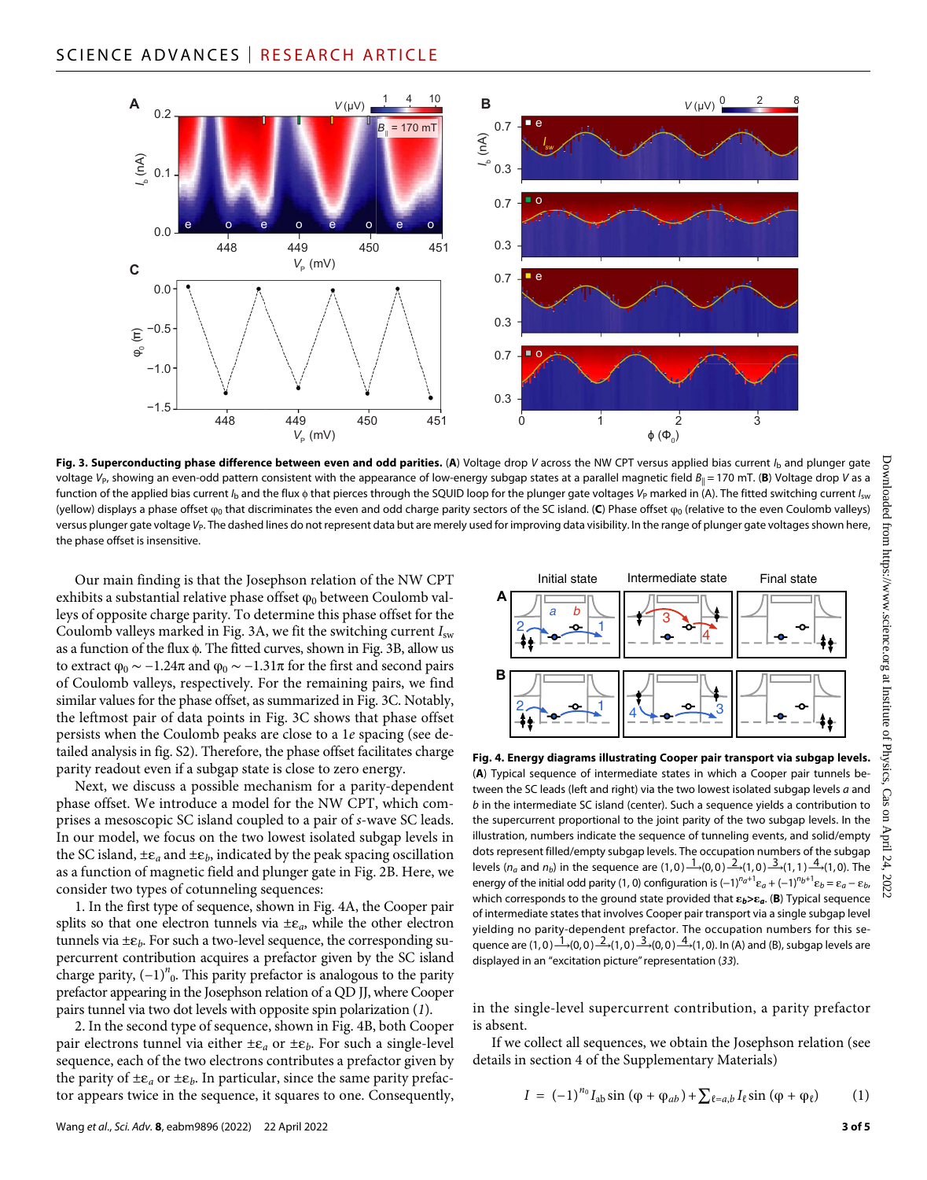**Fig. 3. Superconducting phase difference between even and odd parities.** (**A**) Voltage drop $V$ across the NW CPT versus applied bias current $I_b$ and plunger gate voltage $V_P$, showing an even-odd pattern consistent with the appearance of low-energy subgap states at a parallel magnetic field $B_{||} = 170$ mT. (**B**) Voltage drop $V$ as a function of the applied bias current $I_b$ and the flux ϕ that pierces through the SQUID loop for the plunger gate voltages $V_P$ marked in (A). The fitted switching current $I_{sw}$ (yellow) displays a phase offset $\varphi_0$ that discriminates the even and odd charge parity sectors of the SC island. (**C**) Phase offset $\varphi_0$ (relative to the even Coulomb valleys) versus plunger gate voltage $V_P$. The dashed lines do not represent data but are merely used for improving data visibility. In the range of plunger gate voltages shown here, the phase offset is insensitive.

Our main finding is that the Josephson relation of the NW CPT exhibits a substantial relative phase offset $\varphi_0$ between Coulomb valleys of opposite charge parity. To determine this phase offset for the Coulomb valleys marked in Fig. 3A, we fit the switching current $I_{sw}$ as a function of the flux ϕ. The fitted curves, shown in Fig. 3B, allow us to extract $\varphi_0 \sim -1.24\pi$ and $\varphi_0 \sim -1.31\pi$ for the first and second pairs of Coulomb valleys, respectively. For the remaining pairs, we find similar values for the phase offset, as summarized in Fig. 3C. Notably, the leftmost pair of data points in Fig. 3C shows that phase offset persists when the Coulomb peaks are close to a 1$e$ spacing (see detailed analysis in fig. S2). Therefore, the phase offset facilitates charge parity readout even if a subgap state is close to zero energy.

Next, we discuss a possible mechanism for a parity-dependent phase offset. We introduce a model for the NW CPT, which comprises a mesoscopic SC island coupled to a pair of $s$-wave SC leads. In our model, we focus on the two lowest isolated subgap levels in the SC island, $\pm\varepsilon_a$ and $\pm\varepsilon_b$, indicated by the peak spacing oscillation as a function of magnetic field and plunger gate in Fig. 2B. Here, we consider two types of cotunneling sequences:

1. In the first type of sequence, shown in Fig. 4A, the Cooper pair splits so that one electron tunnels via $\pm\varepsilon_a$, while the other electron tunnels via $\pm\varepsilon_b$. For such a two-level sequence, the corresponding supercurrent contribution acquires a prefactor given by the SC island charge parity, $(-1)^{n_0}$. This parity prefactor is analogous to the parity prefactor appearing in the Josephson relation of a QD JJ, where Cooper pairs tunnel via two dot levels with opposite spin polarization (*1*).

2. In the second type of sequence, shown in Fig. 4B, both Cooper pair electrons tunnel via either $\pm\varepsilon_a$ or $\pm\varepsilon_b$. For such a single-level sequence, each of the two electrons contributes a prefactor given by the parity of $\pm\varepsilon_a$ or $\pm\varepsilon_b$. In particular, since the same parity prefactor appears twice in the sequence, it squares to one. Consequently, in the single-level supercurrent contribution, a parity prefactor is absent.

**Fig. 4. Energy diagrams illustrating Cooper pair transport via subgap levels.** (**A**) Typical sequence of intermediate states in which a Cooper pair tunnels between the SC leads (left and right) via the two lowest isolated subgap levels $a$ and $b$ in the intermediate SC island (center). Such a sequence yields a contribution to the supercurrent proportional to the joint parity of the two subgap levels. In the illustration, numbers indicate the sequence of tunneling events, and solid/empty dots represent filled/empty subgap levels. The occupation numbers of the subgap levels ($n_a$ and $n_b$) in the sequence are $(1,0)\xrightarrow{1}(0,0)\xrightarrow{2}(1,0)\xrightarrow{3}(1,1)\xrightarrow{4}(1,0)$. The energy of the initial odd parity (1, 0) configuration is $(-1)^{n_a+1}\varepsilon_a + (-1)^{n_b+1}\varepsilon_b = \varepsilon_a - \varepsilon_b$, which corresponds to the ground state provided that $\boldsymbol{\varepsilon_b > \varepsilon_a}$. (**B**) Typical sequence of intermediate states that involves Cooper pair transport via a single subgap level yielding no parity-dependent prefactor. The occupation numbers for this sequence are $(1,0)\xrightarrow{1}(0,0)\xrightarrow{2}(1,0)\xrightarrow{3}(0,0)\xrightarrow{4}(1,0)$. In (A) and (B), subgap levels are displayed in an "excitation picture" representation (*33*).

If we collect all sequences, we obtain the Josephson relation (see details in section 4 of the Supplementary Materials)

$$I = (-1)^{n_0} I_{ab} \sin(\varphi + \varphi_{ab}) + \sum_{\ell=a,b} I_\ell \sin(\varphi + \varphi_\ell) \qquad (1)$$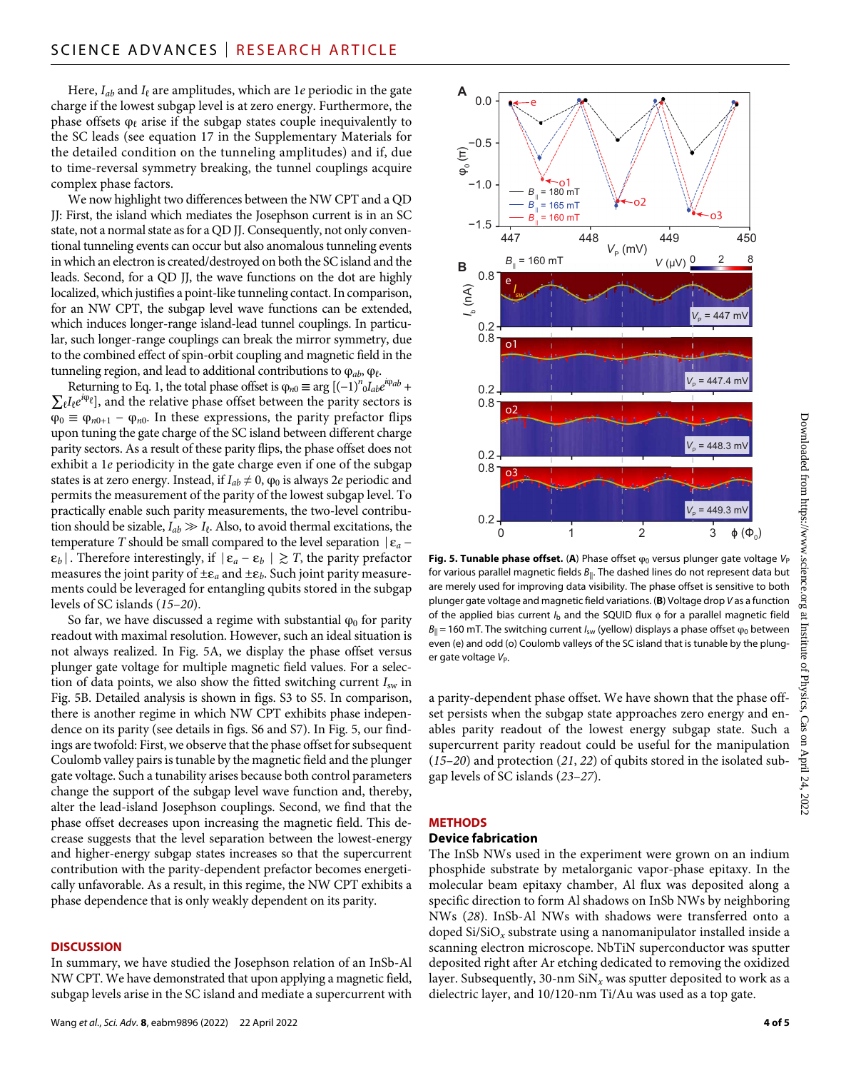Here, $I_{ab}$ and $I_\ell$ are amplitudes, which are 1$e$ periodic in the gate charge if the lowest subgap level is at zero energy. Furthermore, the phase offsets $\varphi_\ell$ arise if the subgap states couple inequivalently to the SC leads (see equation 17 in the Supplementary Materials for the detailed condition on the tunneling amplitudes) and if, due to time-reversal symmetry breaking, the tunnel couplings acquire complex phase factors.

We now highlight two differences between the NW CPT and a QD JJ: First, the island which mediates the Josephson current is in an SC state, not a normal state as for a QD JJ. Consequently, not only conventional tunneling events can occur but also anomalous tunneling events in which an electron is created/destroyed on both the SC island and the leads. Second, for a QD JJ, the wave functions on the dot are highly localized, which justifies a point-like tunneling contact. In comparison, for an NW CPT, the subgap level wave functions can be extended, which induces longer-range island-lead tunnel couplings. In particular, such longer-range couplings can break the mirror symmetry, due to the combined effect of spin-orbit coupling and magnetic field in the tunneling region, and lead to additional contributions to $\varphi_{ab}$, $\varphi_\ell$.

Returning to Eq. 1, the total phase offset is $\varphi_{n0} \equiv \arg\,[(-1)^{n_0} I_{ab} e^{i\varphi_{ab}} + \sum_\ell I_\ell e^{i\varphi_\ell}]$, and the relative phase offset between the parity sectors is $\varphi_0 \equiv \varphi_{n0+1} - \varphi_{n0}$. In these expressions, the parity prefactor flips upon tuning the gate charge of the SC island between different charge parity sectors. As a result of these parity flips, the phase offset does not exhibit a 1$e$ periodicity in the gate charge even if one of the subgap states is at zero energy. Instead, if $I_{ab} \neq 0$, $\varphi_0$ is always 2$e$ periodic and permits the measurement of the parity of the lowest subgap level. To practically enable such parity measurements, the two-level contribution should be sizable, $I_{ab} \gg I_\ell$. Also, to avoid thermal excitations, the temperature $T$ should be small compared to the level separation $|\varepsilon_a - \varepsilon_b|$. Therefore interestingly, if $|\varepsilon_a - \varepsilon_b| \gtrsim T$, the parity prefactor measures the joint parity of $\pm\varepsilon_a$ and $\pm\varepsilon_b$. Such joint parity measurements could be leveraged for entangling qubits stored in the subgap levels of SC islands (*15–20*).

So far, we have discussed a regime with substantial $\varphi_0$ for parity readout with maximal resolution. However, such an ideal situation is not always realized. In Fig. 5A, we display the phase offset versus plunger gate voltage for multiple magnetic field values. For a selection of data points, we also show the fitted switching current $I_{sw}$ in Fig. 5B. Detailed analysis is shown in figs. S3 to S5. In comparison, there is another regime in which NW CPT exhibits phase independence on its parity (see details in figs. S6 and S7). In Fig. 5, our findings are twofold: First, we observe that the phase offset for subsequent Coulomb valley pairs is tunable by the magnetic field and the plunger gate voltage. Such a tunability arises because both control parameters change the support of the subgap level wave function and, thereby, alter the lead-island Josephson couplings. Second, we find that the phase offset decreases upon increasing the magnetic field. This decrease suggests that the level separation between the lowest-energy and higher-energy subgap states increases so that the supercurrent contribution with the parity-dependent prefactor becomes energetically unfavorable. As a result, in this regime, the NW CPT exhibits a phase dependence that is only weakly dependent on its parity.

**Fig. 5. Tunable phase offset.** (**A**) Phase offset $\varphi_0$ versus plunger gate voltage $V_P$ for various parallel magnetic fields $B_\parallel$. The dashed lines do not represent data but are merely used for improving data visibility. The phase offset is sensitive to both plunger gate voltage and magnetic field variations. (**B**) Voltage drop $V$ as a function of the applied bias current $I_b$ and the SQUID flux $\phi$ for a parallel magnetic field $B_\parallel = 160$ mT. The switching current $I_{sw}$ (yellow) displays a phase offset $\varphi_0$ between even (e) and odd (o) Coulomb valleys of the SC island that is tunable by the plunger gate voltage $V_P$.

## DISCUSSION

In summary, we have studied the Josephson relation of an InSb-Al NW CPT. We have demonstrated that upon applying a magnetic field, subgap levels arise in the SC island and mediate a supercurrent with a parity-dependent phase offset. We have shown that the phase offset persists when the subgap state approaches zero energy and enables parity readout of the lowest energy subgap state. Such a supercurrent parity readout could be useful for the manipulation (*15–20*) and protection (*21*, *22*) of qubits stored in the isolated subgap levels of SC islands (*23–27*).

## METHODS

### Device fabrication

The InSb NWs used in the experiment were grown on an indium phosphide substrate by metalorganic vapor-phase epitaxy. In the molecular beam epitaxy chamber, Al flux was deposited along a specific direction to form Al shadows on InSb NWs by neighboring NWs (*28*). InSb-Al NWs with shadows were transferred onto a doped Si/SiO$_x$ substrate using a nanomanipulator installed inside a scanning electron microscope. NbTiN superconductor was sputter deposited right after Ar etching dedicated to removing the oxidized layer. Subsequently, 30-nm SiN$_x$ was sputter deposited to work as a dielectric layer, and 10/120-nm Ti/Au was used as a top gate.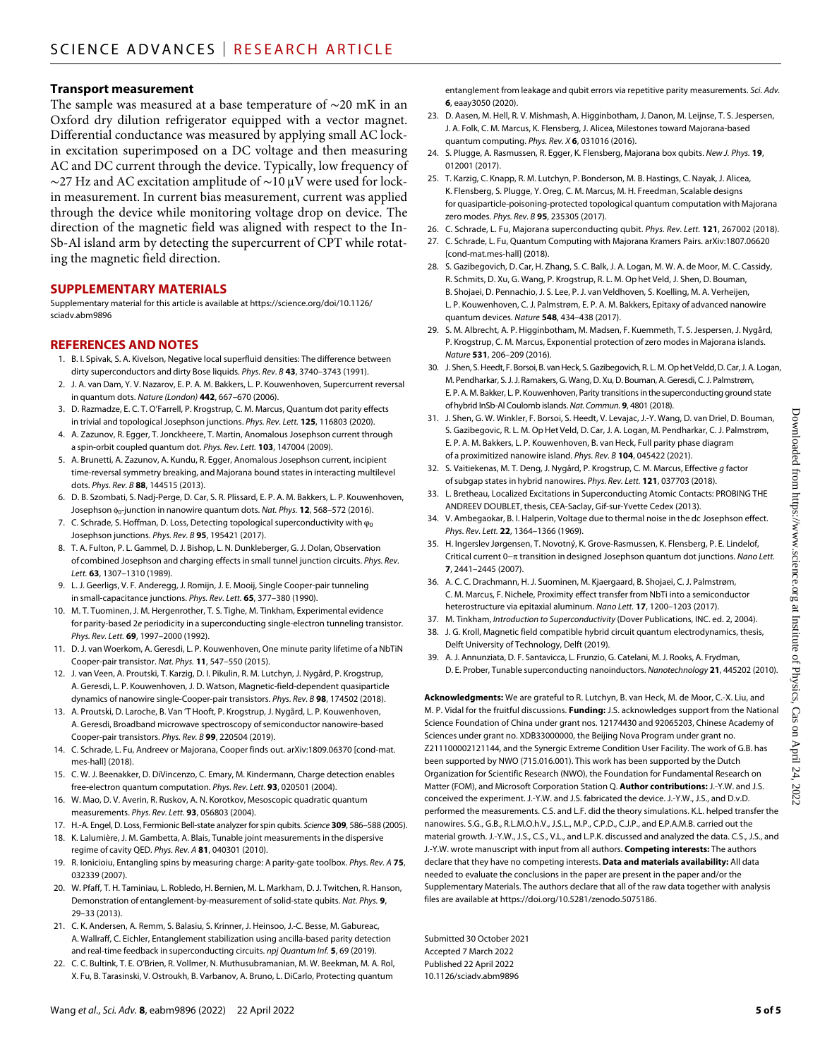### Transport measurement

The sample was measured at a base temperature of ~20 mK in an Oxford dry dilution refrigerator equipped with a vector magnet. Differential conductance was measured by applying small AC lock-in excitation superimposed on a DC voltage and then measuring AC and DC current through the device. Typically, low frequency of ~27 Hz and AC excitation amplitude of ~10 μV were used for lock-in measurement. In current bias measurement, current was applied through the device while monitoring voltage drop on device. The direction of the magnetic field was aligned with respect to the In-Sb-Al island arm by detecting the supercurrent of CPT while rotating the magnetic field direction.

## SUPPLEMENTARY MATERIALS

Supplementary material for this article is available at https://science.org/doi/10.1126/sciadv.abm9896

## REFERENCES AND NOTES

1. B. I. Spivak, S. A. Kivelson, Negative local superfluid densities: The difference between dirty superconductors and dirty Bose liquids. *Phys. Rev. B* **43**, 3740–3743 (1991).
2. J. A. van Dam, Y. V. Nazarov, E. P. A. M. Bakkers, L. P. Kouwenhoven, Supercurrent reversal in quantum dots. *Nature (London)* **442**, 667–670 (2006).
3. D. Razmadze, E. C. T. O'Farrell, P. Krogstrup, C. M. Marcus, Quantum dot parity effects in trivial and topological Josephson junctions. *Phys. Rev. Lett.* **125**, 116803 (2020).
4. A. Zazunov, R. Egger, T. Jonckheere, T. Martin, Anomalous Josephson current through a spin-orbit coupled quantum dot. *Phys. Rev. Lett.* **103**, 147004 (2009).
5. A. Brunetti, A. Zazunov, A. Kundu, R. Egger, Anomalous Josephson current, incipient time-reversal symmetry breaking, and Majorana bound states in interacting multilevel dots. *Phys. Rev. B* **88**, 144515 (2013).
6. D. B. Szombati, S. Nadj-Perge, D. Car, S. R. Plissard, E. P. A. M. Bakkers, L. P. Kouwenhoven, Josephson $\phi_0$-junction in nanowire quantum dots. *Nat. Phys.* **12**, 568–572 (2016).
7. C. Schrade, S. Hoffman, D. Loss, Detecting topological superconductivity with $\varphi_0$ Josephson junctions. *Phys. Rev. B* **95**, 195421 (2017).
8. T. A. Fulton, P. L. Gammel, D. J. Bishop, L. N. Dunkleberger, G. J. Dolan, Observation of combined Josephson and charging effects in small tunnel junction circuits. *Phys. Rev. Lett.* **63**, 1307–1310 (1989).
9. L. J. Geerligs, V. F. Anderegg, J. Romijn, J. E. Mooij, Single Cooper-pair tunneling in small-capacitance junctions. *Phys. Rev. Lett.* **65**, 377–380 (1990).
10. M. T. Tuominen, J. M. Hergenrother, T. S. Tighe, M. Tinkham, Experimental evidence for parity-based 2*e* periodicity in a superconducting single-electron tunneling transistor. *Phys. Rev. Lett.* **69**, 1997–2000 (1992).
11. D. J. van Woerkom, A. Geresdi, L. P. Kouwenhoven, One minute parity lifetime of a NbTiN Cooper-pair transistor. *Nat. Phys.* **11**, 547–550 (2015).
12. J. van Veen, A. Proutski, T. Karzig, D. I. Pikulin, R. M. Lutchyn, J. Nygård, P. Krogstrup, A. Geresdi, L. P. Kouwenhoven, J. D. Watson, Magnetic-field-dependent quasiparticle dynamics of nanowire single-Cooper-pair transistors. *Phys. Rev. B* **98**, 174502 (2018).
13. A. Proutski, D. Laroche, B. Van 'T Hooft, P. Krogstrup, J. Nygård, L. P. Kouwenhoven, A. Geresdi, Broadband microwave spectroscopy of semiconductor nanowire-based Cooper-pair transistors. *Phys. Rev. B* **99**, 220504 (2019).
14. C. Schrade, L. Fu, Andreev or Majorana, Cooper finds out. arXiv:1809.06370 [cond-mat.mes-hall] (2018).
15. C. W. J. Beenakker, D. DiVincenzo, C. Emary, M. Kindermann, Charge detection enables free-electron quantum computation. *Phys. Rev. Lett.* **93**, 020501 (2004).
16. W. Mao, D. V. Averin, R. Ruskov, A. N. Korotkov, Mesoscopic quadratic quantum measurements. *Phys. Rev. Lett.* **93**, 056803 (2004).
17. H.-A. Engel, D. Loss, Fermionic Bell-state analyzer for spin qubits. *Science* **309**, 586–588 (2005).
18. K. Lalumière, J. M. Gambetta, A. Blais, Tunable joint measurements in the dispersive regime of cavity QED. *Phys. Rev. A* **81**, 040301 (2010).
19. R. Ionicioiu, Entangling spins by measuring charge: A parity-gate toolbox. *Phys. Rev. A* **75**, 032339 (2007).
20. W. Pfaff, T. H. Taminiau, L. Robledo, H. Bernien, M. L. Markham, D. J. Twitchen, R. Hanson, Demonstration of entanglement-by-measurement of solid-state qubits. *Nat. Phys.* **9**, 29–33 (2013).
21. C. K. Andersen, A. Remm, S. Balasiu, S. Krinner, J. Heinsoo, J.-C. Besse, M. Gabureac, A. Wallraff, C. Eichler, Entanglement stabilization using ancilla-based parity detection and real-time feedback in superconducting circuits. *npj Quantum Inf.* **5**, 69 (2019).
22. C. C. Bultink, T. E. O'Brien, R. Vollmer, N. Muthusubramanian, M. W. Beekman, M. A. Rol, X. Fu, B. Tarasinski, V. Ostroukh, B. Varbanov, A. Bruno, L. DiCarlo, Protecting quantum entanglement from leakage and qubit errors via repetitive parity measurements. *Sci. Adv.* **6**, eaay3050 (2020).
23. D. Aasen, M. Hell, R. V. Mishmash, A. Higginbotham, J. Danon, M. Leijnse, T. S. Jespersen, J. A. Folk, C. M. Marcus, K. Flensberg, J. Alicea, Milestones toward Majorana-based quantum computing. *Phys. Rev. X* **6**, 031016 (2016).
24. S. Plugge, A. Rasmussen, R. Egger, K. Flensberg, Majorana box qubits. *New J. Phys.* **19**, 012001 (2017).
25. T. Karzig, C. Knapp, R. M. Lutchyn, P. Bonderson, M. B. Hastings, C. Nayak, J. Alicea, K. Flensberg, S. Plugge, Y. Oreg, C. M. Marcus, M. H. Freedman, Scalable designs for quasiparticle-poisoning-protected topological quantum computation with Majorana zero modes. *Phys. Rev. B* **95**, 235305 (2017).
26. C. Schrade, L. Fu, Majorana superconducting qubit. *Phys. Rev. Lett.* **121**, 267002 (2018).
27. C. Schrade, L. Fu, Quantum Computing with Majorana Kramers Pairs. arXiv:1807.06620 [cond-mat.mes-hall] (2018).
28. S. Gazibegovich, D. Car, H. Zhang, S. C. Balk, J. A. Logan, M. W. A. de Moor, M. C. Cassidy, R. Schmits, D. Xu, G. Wang, P. Krogstrup, R. L. M. Op het Veld, J. Shen, D. Bouman, B. Shojaei, D. Pennachio, J. S. Lee, P. J. van Veldhoven, S. Koelling, M. A. Verheijen, L. P. Kouwenhoven, C. J. Palmstrøm, E. P. A. M. Bakkers, Epitaxy of advanced nanowire quantum devices. *Nature* **548**, 434–438 (2017).
29. S. M. Albrecht, A. P. Higginbotham, M. Madsen, F. Kuemmeth, T. S. Jespersen, J. Nygård, P. Krogstrup, C. M. Marcus, Exponential protection of zero modes in Majorana islands. *Nature* **531**, 206–209 (2016).
30. J. Shen, S. Heedt, F. Borsoi, B. van Heck, S. Gazibegovich, R. L. M. Op het Veldd, D. Car, J. A. Logan, M. Pendharkar, S. J. J. Ramakers, G. Wang, D. Xu, D. Bouman, A. Geresdi, C. J. Palmstrøm, E. P. A. M. Bakker, L. P. Kouwenhoven, Parity transitions in the superconducting ground state of hybrid InSb-Al Coulomb islands. *Nat. Commun.* **9**, 4801 (2018).
31. J. Shen, G. W. Winkler, F. Borsoi, S. Heedt, V. Levajac, J.-Y. Wang, D. van Driel, D. Bouman, S. Gazibegovic, R. L. M. Op Het Veld, D. Car, J. A. Logan, M. Pendharkar, C. J. Palmstrøm, E. P. A. M. Bakkers, L. P. Kouwenhoven, B. van Heck, Full parity phase diagram of a proximitized nanowire island. *Phys. Rev. B* **104**, 045422 (2021).
32. S. Vaitiekenas, M. T. Deng, J. Nygård, P. Krogstrup, C. M. Marcus, Effective *g* factor of subgap states in hybrid nanowires. *Phys. Rev. Lett.* **121**, 037703 (2018).
33. L. Bretheau, Localized Excitations in Superconducting Atomic Contacts: PROBING THE ANDREEV DOUBLET, thesis, CEA-Saclay, Gif-sur-Yvette Cedex (2013).
34. V. Ambegaokar, B. I. Halperin, Voltage due to thermal noise in the dc Josephson effect. *Phys. Rev. Lett.* **22**, 1364–1366 (1969).
35. H. Ingerslev Jørgensen, T. Novotný, K. Grove-Rasmussen, K. Flensberg, P. E. Lindelof, Critical current 0−π transition in designed Josephson quantum dot junctions. *Nano Lett.* **7**, 2441–2445 (2007).
36. A. C. C. Drachmann, H. J. Suominen, M. Kjaergaard, B. Shojaei, C. J. Palmstrøm, C. M. Marcus, F. Nichele, Proximity effect transfer from NbTi into a semiconductor heterostructure via epitaxial aluminum. *Nano Lett.* **17**, 1200–1203 (2017).
37. M. Tinkham, *Introduction to Superconductivity* (Dover Publications, INC. ed. 2, 2004).
38. J. G. Kroll, Magnetic field compatible hybrid circuit quantum electrodynamics, thesis, Delft University of Technology, Delft (2019).
39. A. J. Annunziata, D. F. Santavicca, L. Frunzio, G. Catelani, M. J. Rooks, A. Frydman, D. E. Prober, Tunable superconducting nanoinductors. *Nanotechnology* **21**, 445202 (2010).

**Acknowledgments:** We are grateful to R. Lutchyn, B. van Heck, M. de Moor, C.-X. Liu, and M. P. Vidal for the fruitful discussions. **Funding:** J.S. acknowledges support from the National Science Foundation of China under grant nos. 12174430 and 92065203, Chinese Academy of Sciences under grant no. XDB33000000, the Beijing Nova Program under grant no. Z211100002121144, and the Synergic Extreme Condition User Facility. The work of G.B. has been supported by NWO (715.016.001). This work has been supported by the Dutch Organization for Scientific Research (NWO), the Foundation for Fundamental Research on Matter (FOM), and Microsoft Corporation Station Q. **Author contributions:** J.-Y.W. and J.S. conceived the experiment. J.-Y.W. and J.S. fabricated the device. J.-Y.W., J.S., and D.v.D. performed the measurements. C.S. and L.F. did the theory simulations. K.L. helped transfer the nanowires. S.G., G.B., R.L.M.O.h.V., J.S.L., M.P., C.P.D., C.J.P., and E.P.A.M.B. carried out the material growth. J.-Y.W., J.S., C.S., V.L., and L.P.K. discussed and analyzed the data. C.S., J.S., and J.-Y.W. wrote manuscript with input from all authors. **Competing interests:** The authors declare that they have no competing interests. **Data and materials availability:** All data needed to evaluate the conclusions in the paper are present in the paper and/or the Supplementary Materials. The authors declare that all of the raw data together with analysis files are available at https://doi.org/10.5281/zenodo.5075186.

Submitted 30 October 2021
Accepted 7 March 2022
Published 22 April 2022
10.1126/sciadv.abm9896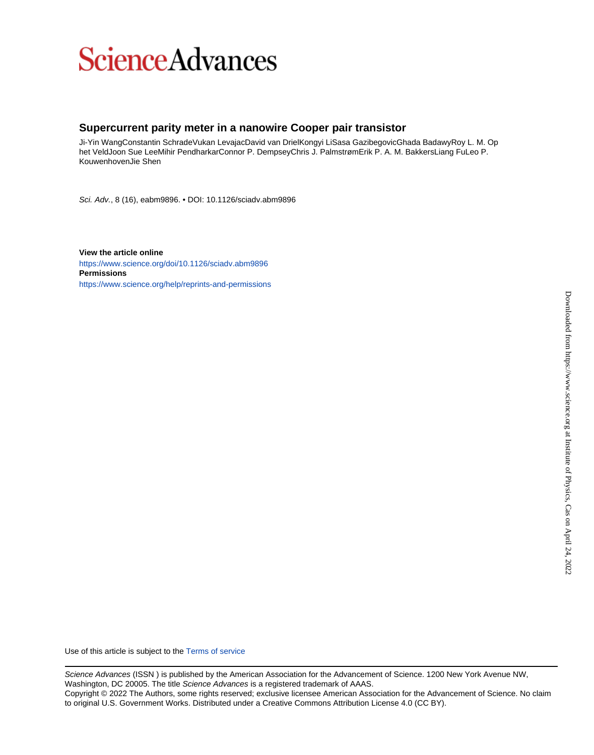# ScienceAdvances

## Supercurrent parity meter in a nanowire Cooper pair transistor

Ji-Yin WangConstantin SchradeVukan LevajacDavid van DrielKongyi LiSasa GazibegovicGhada BadawyRoy L. M. Op het VeldJoon Sue LeeMihir PendharkarConnor P. DempseyChris J. PalmstrømErik P. A. M. BakkersLiang FuLeo P. KouwenhovenJie Shen

*Sci. Adv.*, 8 (16), eabm9896. • DOI: 10.1126/sciadv.abm9896

**View the article online**
https://www.science.org/doi/10.1126/sciadv.abm9896
**Permissions**
https://www.science.org/help/reprints-and-permissions

Downloaded from https://www.science.org at Institute of Physics, Cas on April 24, 2022

Use of this article is subject to the Terms of service

*Science Advances* (ISSN ) is published by the American Association for the Advancement of Science. 1200 New York Avenue NW, Washington, DC 20005. The title *Science Advances* is a registered trademark of AAAS.
Copyright © 2022 The Authors, some rights reserved; exclusive licensee American Association for the Advancement of Science. No claim to original U.S. Government Works. Distributed under a Creative Commons Attribution License 4.0 (CC BY).